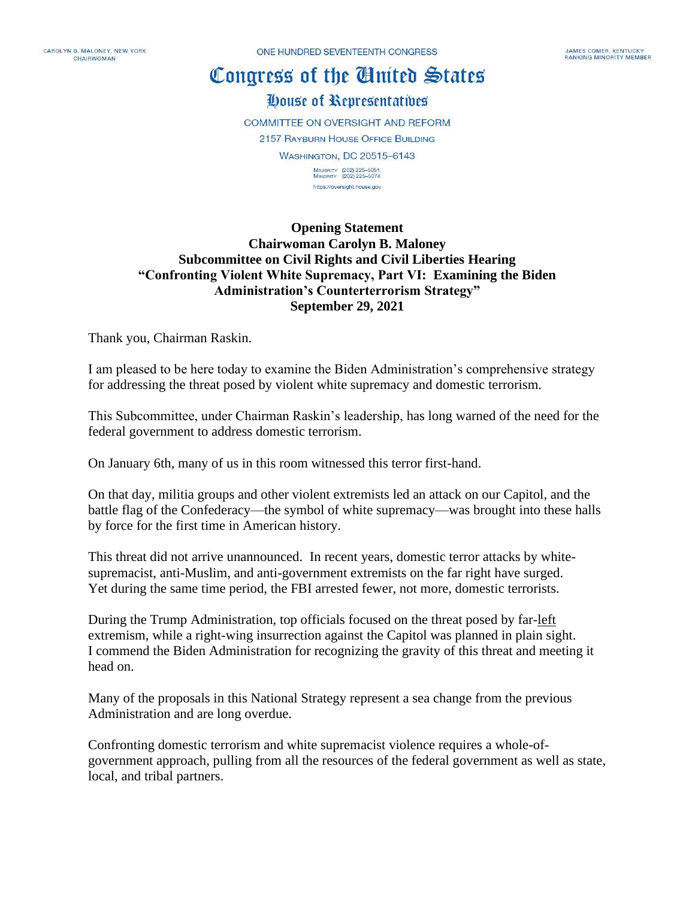CAROLYN B. MALONEY, NEW YORK
CHAIRWOMAN

ONE HUNDRED SEVENTEENTH CONGRESS

JAMES COMER, KENTUCKY
RANKING MINORITY MEMBER

# Congress of the United States

## House of Representatives

COMMITTEE ON OVERSIGHT AND REFORM

2157 RAYBURN HOUSE OFFICE BUILDING

WASHINGTON, DC 20515–6143

MAJORITY (202) 225–5051
MINORITY (202) 225–5074

https://oversight.house.gov

**Opening Statement**
**Chairwoman Carolyn B. Maloney**
**Subcommittee on Civil Rights and Civil Liberties Hearing**
**"Confronting Violent White Supremacy, Part VI: Examining the Biden Administration's Counterterrorism Strategy"**
**September 29, 2021**

Thank you, Chairman Raskin.

I am pleased to be here today to examine the Biden Administration's comprehensive strategy for addressing the threat posed by violent white supremacy and domestic terrorism.

This Subcommittee, under Chairman Raskin's leadership, has long warned of the need for the federal government to address domestic terrorism.

On January 6th, many of us in this room witnessed this terror first-hand.

On that day, militia groups and other violent extremists led an attack on our Capitol, and the battle flag of the Confederacy—the symbol of white supremacy—was brought into these halls by force for the first time in American history.

This threat did not arrive unannounced. In recent years, domestic terror attacks by white-supremacist, anti-Muslim, and anti-government extremists on the far right have surged. Yet during the same time period, the FBI arrested fewer, not more, domestic terrorists.

During the Trump Administration, top officials focused on the threat posed by far-<u>left</u> extremism, while a right-wing insurrection against the Capitol was planned in plain sight. I commend the Biden Administration for recognizing the gravity of this threat and meeting it head on.

Many of the proposals in this National Strategy represent a sea change from the previous Administration and are long overdue.

Confronting domestic terrorism and white supremacist violence requires a whole-of-government approach, pulling from all the resources of the federal government as well as state, local, and tribal partners.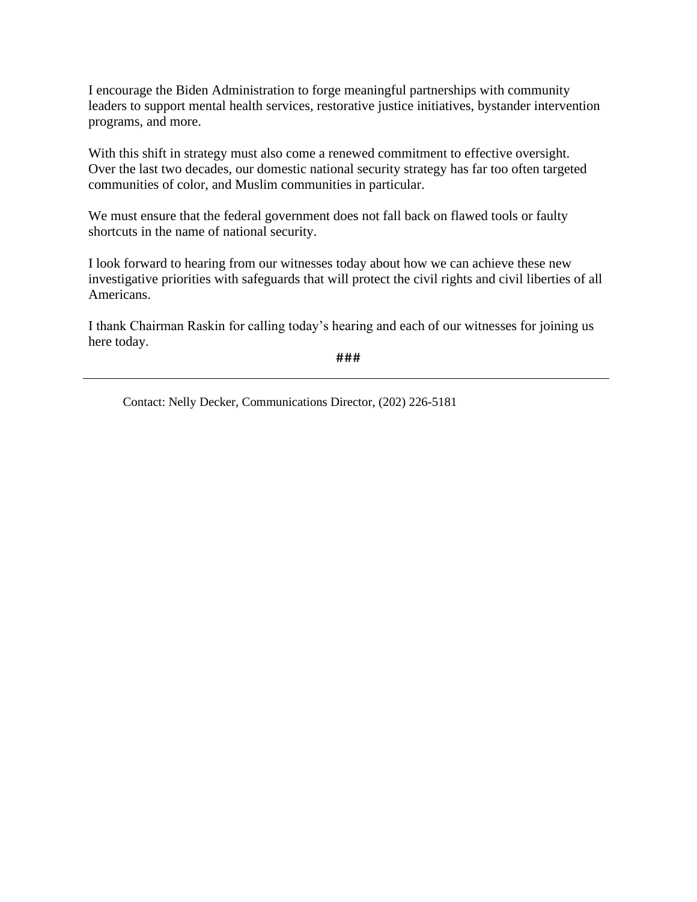I encourage the Biden Administration to forge meaningful partnerships with community leaders to support mental health services, restorative justice initiatives, bystander intervention programs, and more.

With this shift in strategy must also come a renewed commitment to effective oversight. Over the last two decades, our domestic national security strategy has far too often targeted communities of color, and Muslim communities in particular.

We must ensure that the federal government does not fall back on flawed tools or faulty shortcuts in the name of national security.

I look forward to hearing from our witnesses today about how we can achieve these new investigative priorities with safeguards that will protect the civil rights and civil liberties of all Americans.

I thank Chairman Raskin for calling today's hearing and each of our witnesses for joining us here today.

###

---

Contact: Nelly Decker, Communications Director, (202) 226-5181